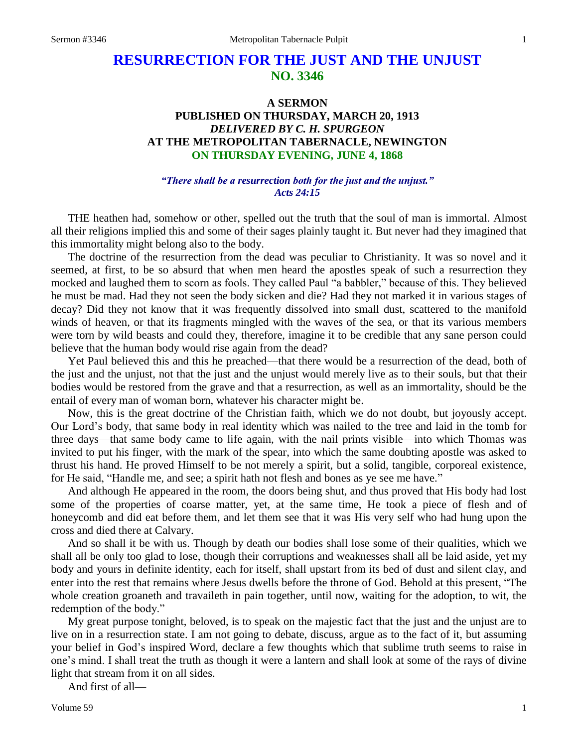# RESURRECTION FOR THE JUST AND THE UNJUST
## NO. 3346

### A SERMON
### PUBLISHED ON THURSDAY, MARCH 20, 1913
### *DELIVERED BY C. H. SPURGEON*
### AT THE METROPOLITAN TABERNACLE, NEWINGTON
### ON THURSDAY EVENING, JUNE 4, 1868

*"There shall be a resurrection both for the just and the unjust."*
*Acts 24:15*

THE heathen had, somehow or other, spelled out the truth that the soul of man is immortal. Almost all their religions implied this and some of their sages plainly taught it. But never had they imagined that this immortality might belong also to the body.

The doctrine of the resurrection from the dead was peculiar to Christianity. It was so novel and it seemed, at first, to be so absurd that when men heard the apostles speak of such a resurrection they mocked and laughed them to scorn as fools. They called Paul "a babbler," because of this. They believed he must be mad. Had they not seen the body sicken and die? Had they not marked it in various stages of decay? Did they not know that it was frequently dissolved into small dust, scattered to the manifold winds of heaven, or that its fragments mingled with the waves of the sea, or that its various members were torn by wild beasts and could they, therefore, imagine it to be credible that any sane person could believe that the human body would rise again from the dead?

Yet Paul believed this and this he preached—that there would be a resurrection of the dead, both of the just and the unjust, not that the just and the unjust would merely live as to their souls, but that their bodies would be restored from the grave and that a resurrection, as well as an immortality, should be the entail of every man of woman born, whatever his character might be.

Now, this is the great doctrine of the Christian faith, which we do not doubt, but joyously accept. Our Lord's body, that same body in real identity which was nailed to the tree and laid in the tomb for three days—that same body came to life again, with the nail prints visible—into which Thomas was invited to put his finger, with the mark of the spear, into which the same doubting apostle was asked to thrust his hand. He proved Himself to be not merely a spirit, but a solid, tangible, corporeal existence, for He said, "Handle me, and see; a spirit hath not flesh and bones as ye see me have."

And although He appeared in the room, the doors being shut, and thus proved that His body had lost some of the properties of coarse matter, yet, at the same time, He took a piece of flesh and of honeycomb and did eat before them, and let them see that it was His very self who had hung upon the cross and died there at Calvary.

And so shall it be with us. Though by death our bodies shall lose some of their qualities, which we shall all be only too glad to lose, though their corruptions and weaknesses shall all be laid aside, yet my body and yours in definite identity, each for itself, shall upstart from its bed of dust and silent clay, and enter into the rest that remains where Jesus dwells before the throne of God. Behold at this present, "The whole creation groaneth and travaileth in pain together, until now, waiting for the adoption, to wit, the redemption of the body."

My great purpose tonight, beloved, is to speak on the majestic fact that the just and the unjust are to live on in a resurrection state. I am not going to debate, discuss, argue as to the fact of it, but assuming your belief in God's inspired Word, declare a few thoughts which that sublime truth seems to raise in one's mind. I shall treat the truth as though it were a lantern and shall look at some of the rays of divine light that stream from it on all sides.

And first of all—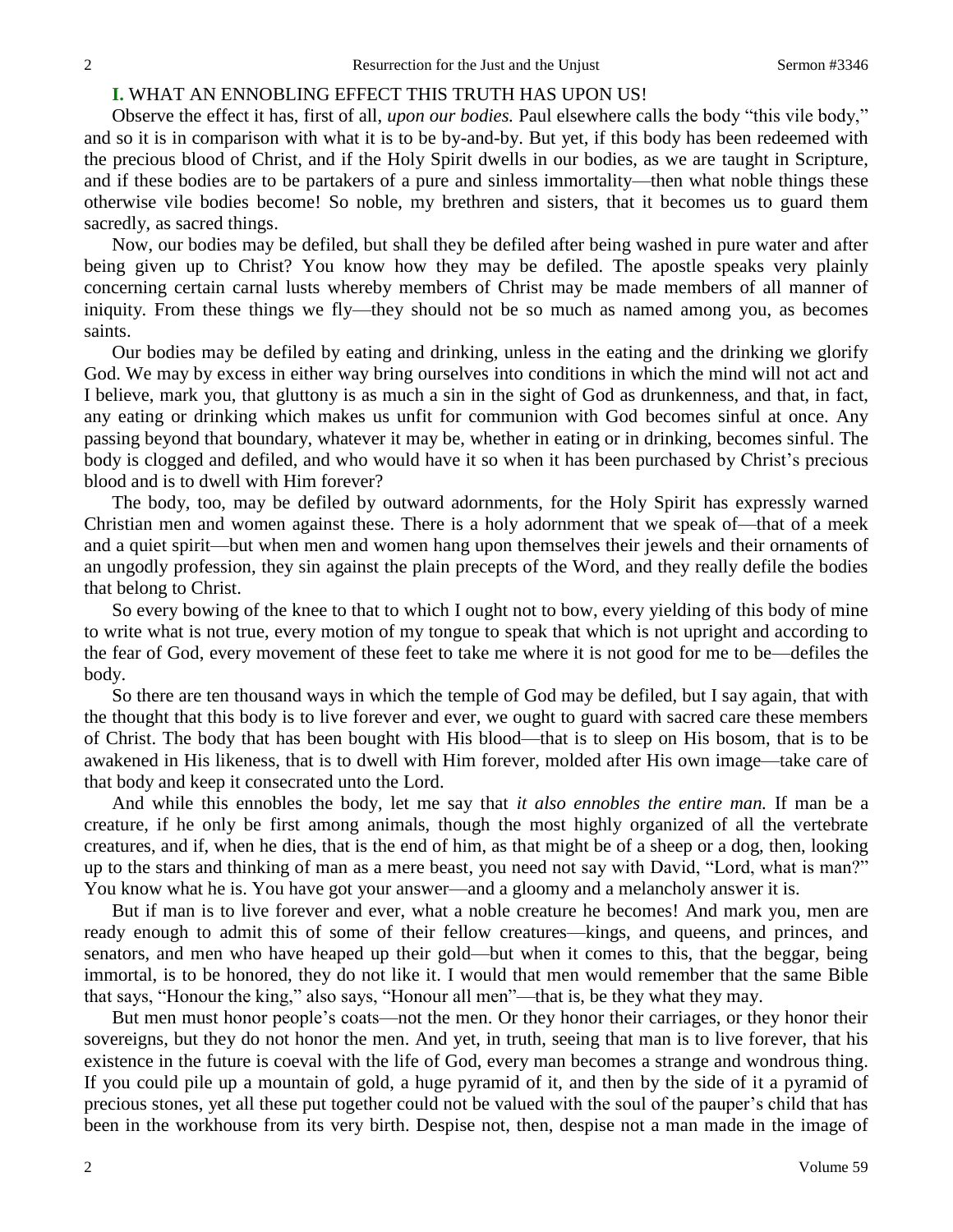**I.** WHAT AN ENNOBLING EFFECT THIS TRUTH HAS UPON US!

Observe the effect it has, first of all, *upon our bodies.* Paul elsewhere calls the body "this vile body," and so it is in comparison with what it is to be by-and-by. But yet, if this body has been redeemed with the precious blood of Christ, and if the Holy Spirit dwells in our bodies, as we are taught in Scripture, and if these bodies are to be partakers of a pure and sinless immortality—then what noble things these otherwise vile bodies become! So noble, my brethren and sisters, that it becomes us to guard them sacredly, as sacred things.

Now, our bodies may be defiled, but shall they be defiled after being washed in pure water and after being given up to Christ? You know how they may be defiled. The apostle speaks very plainly concerning certain carnal lusts whereby members of Christ may be made members of all manner of iniquity. From these things we fly—they should not be so much as named among you, as becomes saints.

Our bodies may be defiled by eating and drinking, unless in the eating and the drinking we glorify God. We may by excess in either way bring ourselves into conditions in which the mind will not act and I believe, mark you, that gluttony is as much a sin in the sight of God as drunkenness, and that, in fact, any eating or drinking which makes us unfit for communion with God becomes sinful at once. Any passing beyond that boundary, whatever it may be, whether in eating or in drinking, becomes sinful. The body is clogged and defiled, and who would have it so when it has been purchased by Christ's precious blood and is to dwell with Him forever?

The body, too, may be defiled by outward adornments, for the Holy Spirit has expressly warned Christian men and women against these. There is a holy adornment that we speak of—that of a meek and a quiet spirit—but when men and women hang upon themselves their jewels and their ornaments of an ungodly profession, they sin against the plain precepts of the Word, and they really defile the bodies that belong to Christ.

So every bowing of the knee to that to which I ought not to bow, every yielding of this body of mine to write what is not true, every motion of my tongue to speak that which is not upright and according to the fear of God, every movement of these feet to take me where it is not good for me to be—defiles the body.

So there are ten thousand ways in which the temple of God may be defiled, but I say again, that with the thought that this body is to live forever and ever, we ought to guard with sacred care these members of Christ. The body that has been bought with His blood—that is to sleep on His bosom, that is to be awakened in His likeness, that is to dwell with Him forever, molded after His own image—take care of that body and keep it consecrated unto the Lord.

And while this ennobles the body, let me say that *it also ennobles the entire man.* If man be a creature, if he only be first among animals, though the most highly organized of all the vertebrate creatures, and if, when he dies, that is the end of him, as that might be of a sheep or a dog, then, looking up to the stars and thinking of man as a mere beast, you need not say with David, "Lord, what is man?" You know what he is. You have got your answer—and a gloomy and a melancholy answer it is.

But if man is to live forever and ever, what a noble creature he becomes! And mark you, men are ready enough to admit this of some of their fellow creatures—kings, and queens, and princes, and senators, and men who have heaped up their gold—but when it comes to this, that the beggar, being immortal, is to be honored, they do not like it. I would that men would remember that the same Bible that says, "Honour the king," also says, "Honour all men"—that is, be they what they may.

But men must honor people's coats—not the men. Or they honor their carriages, or they honor their sovereigns, but they do not honor the men. And yet, in truth, seeing that man is to live forever, that his existence in the future is coeval with the life of God, every man becomes a strange and wondrous thing. If you could pile up a mountain of gold, a huge pyramid of it, and then by the side of it a pyramid of precious stones, yet all these put together could not be valued with the soul of the pauper's child that has been in the workhouse from its very birth. Despise not, then, despise not a man made in the image of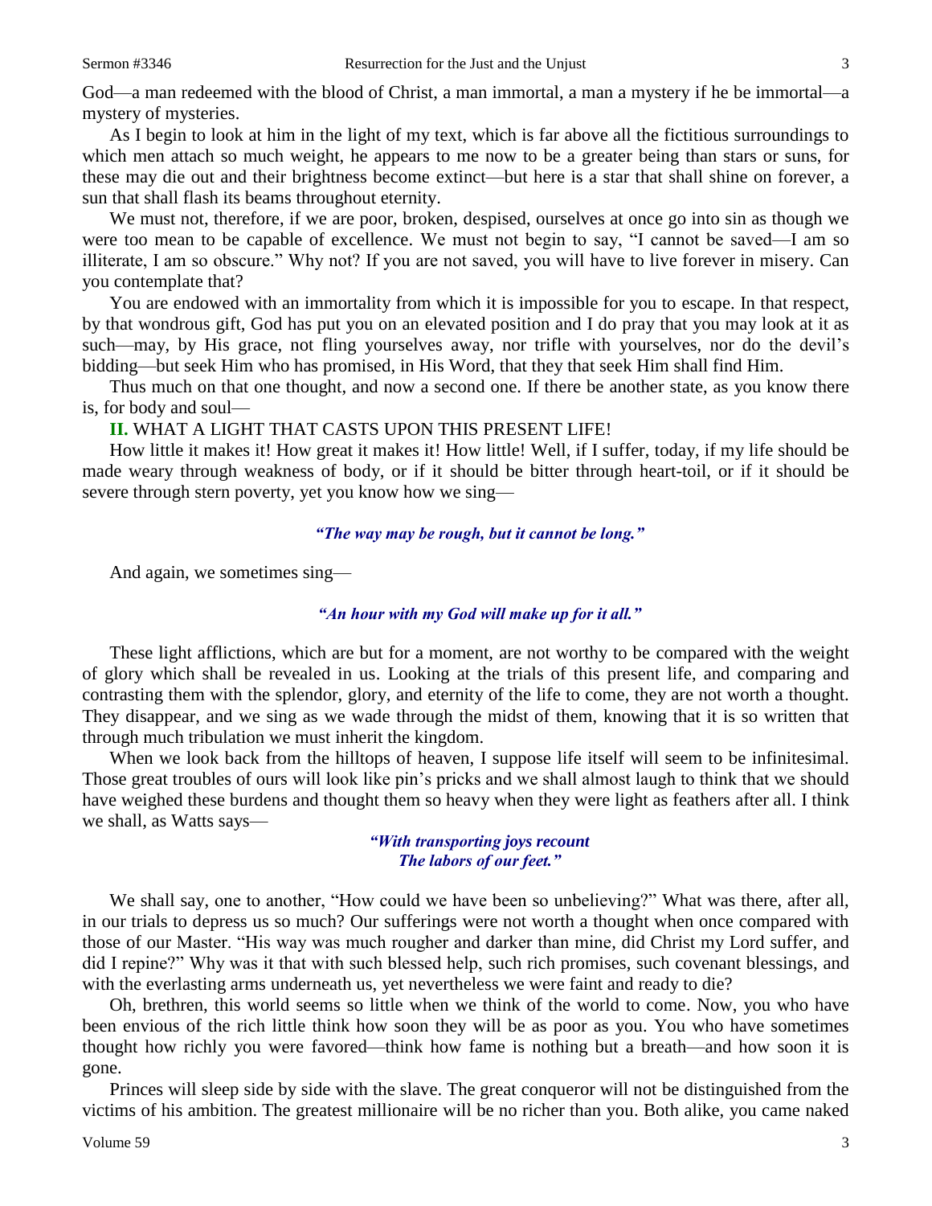God—a man redeemed with the blood of Christ, a man immortal, a man a mystery if he be immortal—a mystery of mysteries.

As I begin to look at him in the light of my text, which is far above all the fictitious surroundings to which men attach so much weight, he appears to me now to be a greater being than stars or suns, for these may die out and their brightness become extinct—but here is a star that shall shine on forever, a sun that shall flash its beams throughout eternity.

We must not, therefore, if we are poor, broken, despised, ourselves at once go into sin as though we were too mean to be capable of excellence. We must not begin to say, "I cannot be saved—I am so illiterate, I am so obscure." Why not? If you are not saved, you will have to live forever in misery. Can you contemplate that?

You are endowed with an immortality from which it is impossible for you to escape. In that respect, by that wondrous gift, God has put you on an elevated position and I do pray that you may look at it as such—may, by His grace, not fling yourselves away, nor trifle with yourselves, nor do the devil's bidding—but seek Him who has promised, in His Word, that they that seek Him shall find Him.

Thus much on that one thought, and now a second one. If there be another state, as you know there is, for body and soul—

**II.** WHAT A LIGHT THAT CASTS UPON THIS PRESENT LIFE!

How little it makes it! How great it makes it! How little! Well, if I suffer, today, if my life should be made weary through weakness of body, or if it should be bitter through heart-toil, or if it should be severe through stern poverty, yet you know how we sing—

*"The way may be rough, but it cannot be long."*

And again, we sometimes sing—

*"An hour with my God will make up for it all."*

These light afflictions, which are but for a moment, are not worthy to be compared with the weight of glory which shall be revealed in us. Looking at the trials of this present life, and comparing and contrasting them with the splendor, glory, and eternity of the life to come, they are not worth a thought. They disappear, and we sing as we wade through the midst of them, knowing that it is so written that through much tribulation we must inherit the kingdom.

When we look back from the hilltops of heaven, I suppose life itself will seem to be infinitesimal. Those great troubles of ours will look like pin's pricks and we shall almost laugh to think that we should have weighed these burdens and thought them so heavy when they were light as feathers after all. I think we shall, as Watts says—

*"With transporting joys recount*
*The labors of our feet."*

We shall say, one to another, "How could we have been so unbelieving?" What was there, after all, in our trials to depress us so much? Our sufferings were not worth a thought when once compared with those of our Master. "His way was much rougher and darker than mine, did Christ my Lord suffer, and did I repine?" Why was it that with such blessed help, such rich promises, such covenant blessings, and with the everlasting arms underneath us, yet nevertheless we were faint and ready to die?

Oh, brethren, this world seems so little when we think of the world to come. Now, you who have been envious of the rich little think how soon they will be as poor as you. You who have sometimes thought how richly you were favored—think how fame is nothing but a breath—and how soon it is gone.

Princes will sleep side by side with the slave. The great conqueror will not be distinguished from the victims of his ambition. The greatest millionaire will be no richer than you. Both alike, you came naked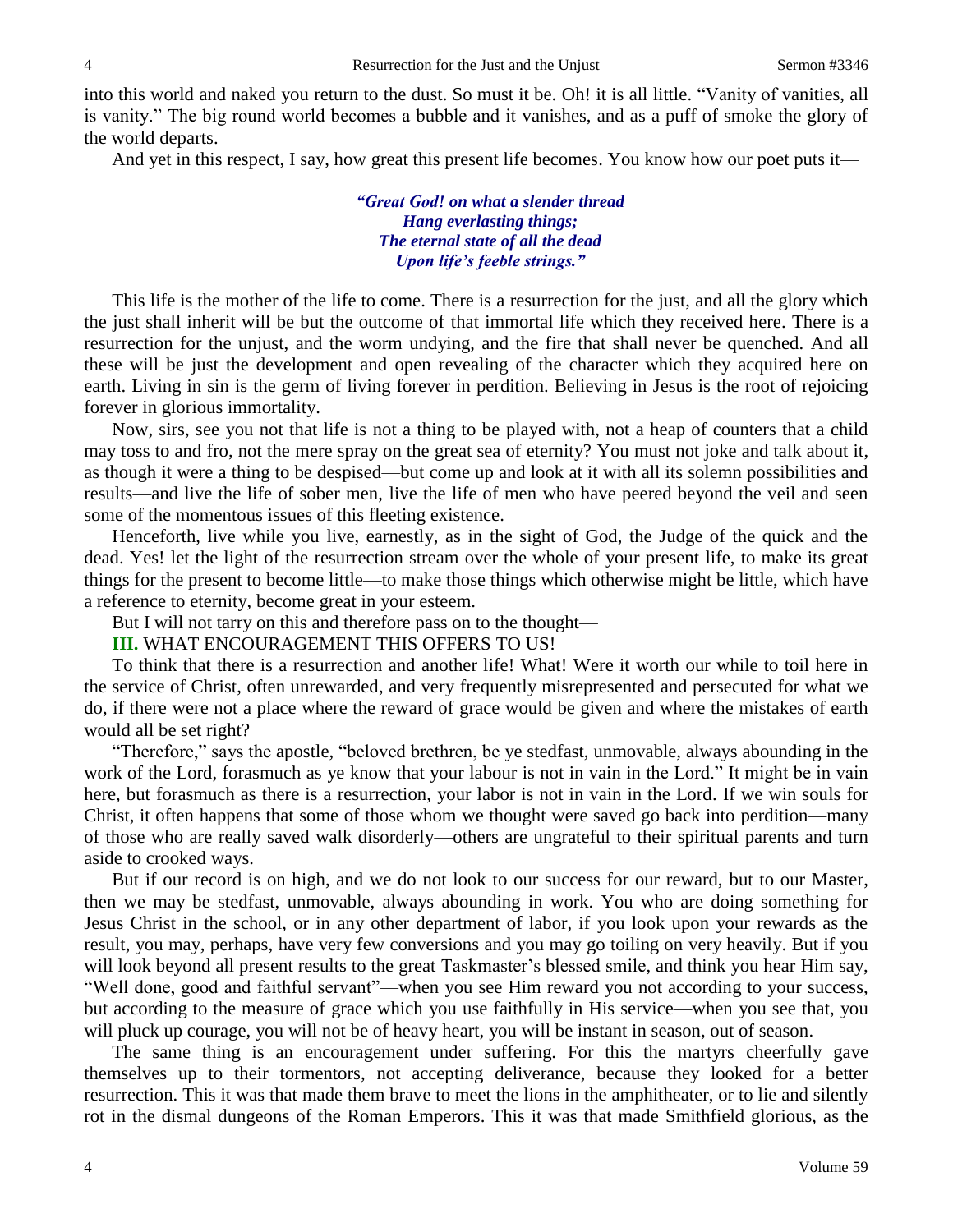into this world and naked you return to the dust. So must it be. Oh! it is all little. "Vanity of vanities, all is vanity." The big round world becomes a bubble and it vanishes, and as a puff of smoke the glory of the world departs.

And yet in this respect, I say, how great this present life becomes. You know how our poet puts it—

> ***"Great God! on what a slender thread***
> ***Hang everlasting things;***
> ***The eternal state of all the dead***
> ***Upon life's feeble strings."***

This life is the mother of the life to come. There is a resurrection for the just, and all the glory which the just shall inherit will be but the outcome of that immortal life which they received here. There is a resurrection for the unjust, and the worm undying, and the fire that shall never be quenched. And all these will be just the development and open revealing of the character which they acquired here on earth. Living in sin is the germ of living forever in perdition. Believing in Jesus is the root of rejoicing forever in glorious immortality.

Now, sirs, see you not that life is not a thing to be played with, not a heap of counters that a child may toss to and fro, not the mere spray on the great sea of eternity? You must not joke and talk about it, as though it were a thing to be despised—but come up and look at it with all its solemn possibilities and results—and live the life of sober men, live the life of men who have peered beyond the veil and seen some of the momentous issues of this fleeting existence.

Henceforth, live while you live, earnestly, as in the sight of God, the Judge of the quick and the dead. Yes! let the light of the resurrection stream over the whole of your present life, to make its great things for the present to become little—to make those things which otherwise might be little, which have a reference to eternity, become great in your esteem.

But I will not tarry on this and therefore pass on to the thought—

**III.** WHAT ENCOURAGEMENT THIS OFFERS TO US!

To think that there is a resurrection and another life! What! Were it worth our while to toil here in the service of Christ, often unrewarded, and very frequently misrepresented and persecuted for what we do, if there were not a place where the reward of grace would be given and where the mistakes of earth would all be set right?

"Therefore," says the apostle, "beloved brethren, be ye stedfast, unmovable, always abounding in the work of the Lord, forasmuch as ye know that your labour is not in vain in the Lord." It might be in vain here, but forasmuch as there is a resurrection, your labor is not in vain in the Lord. If we win souls for Christ, it often happens that some of those whom we thought were saved go back into perdition—many of those who are really saved walk disorderly—others are ungrateful to their spiritual parents and turn aside to crooked ways.

But if our record is on high, and we do not look to our success for our reward, but to our Master, then we may be stedfast, unmovable, always abounding in work. You who are doing something for Jesus Christ in the school, or in any other department of labor, if you look upon your rewards as the result, you may, perhaps, have very few conversions and you may go toiling on very heavily. But if you will look beyond all present results to the great Taskmaster's blessed smile, and think you hear Him say, "Well done, good and faithful servant"—when you see Him reward you not according to your success, but according to the measure of grace which you use faithfully in His service—when you see that, you will pluck up courage, you will not be of heavy heart, you will be instant in season, out of season.

The same thing is an encouragement under suffering. For this the martyrs cheerfully gave themselves up to their tormentors, not accepting deliverance, because they looked for a better resurrection. This it was that made them brave to meet the lions in the amphitheater, or to lie and silently rot in the dismal dungeons of the Roman Emperors. This it was that made Smithfield glorious, as the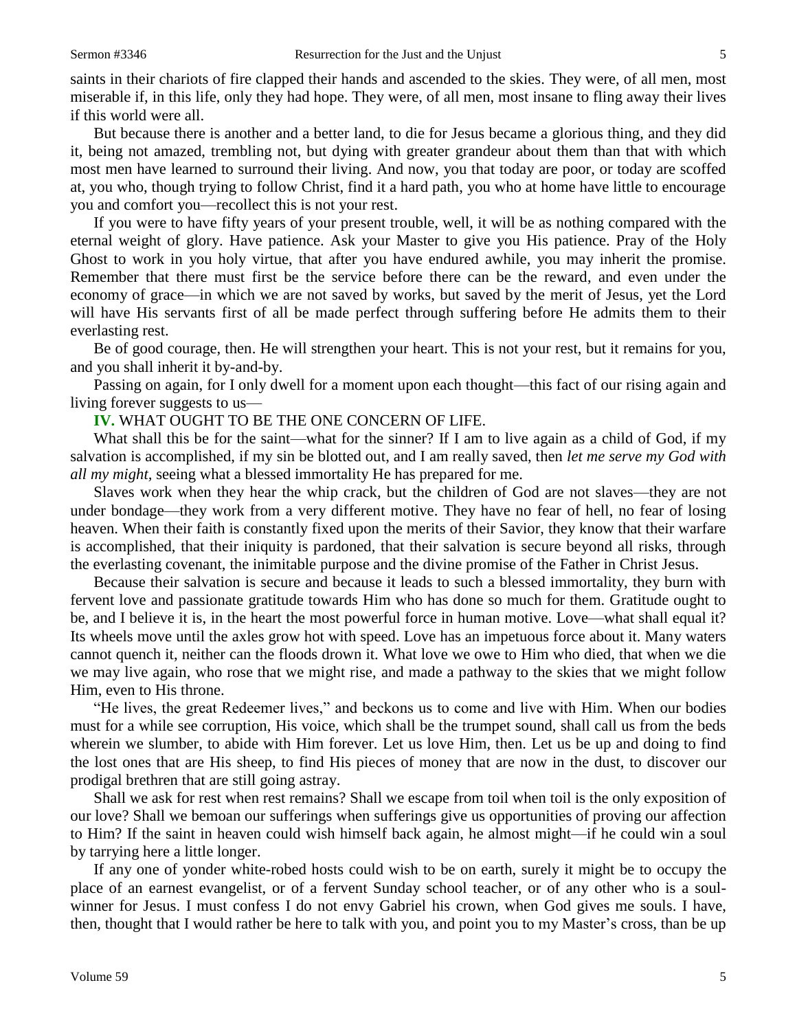saints in their chariots of fire clapped their hands and ascended to the skies. They were, of all men, most miserable if, in this life, only they had hope. They were, of all men, most insane to fling away their lives if this world were all.

But because there is another and a better land, to die for Jesus became a glorious thing, and they did it, being not amazed, trembling not, but dying with greater grandeur about them than that with which most men have learned to surround their living. And now, you that today are poor, or today are scoffed at, you who, though trying to follow Christ, find it a hard path, you who at home have little to encourage you and comfort you—recollect this is not your rest.

If you were to have fifty years of your present trouble, well, it will be as nothing compared with the eternal weight of glory. Have patience. Ask your Master to give you His patience. Pray of the Holy Ghost to work in you holy virtue, that after you have endured awhile, you may inherit the promise. Remember that there must first be the service before there can be the reward, and even under the economy of grace—in which we are not saved by works, but saved by the merit of Jesus, yet the Lord will have His servants first of all be made perfect through suffering before He admits them to their everlasting rest.

Be of good courage, then. He will strengthen your heart. This is not your rest, but it remains for you, and you shall inherit it by-and-by.

Passing on again, for I only dwell for a moment upon each thought—this fact of our rising again and living forever suggests to us—

**IV.** WHAT OUGHT TO BE THE ONE CONCERN OF LIFE.

What shall this be for the saint—what for the sinner? If I am to live again as a child of God, if my salvation is accomplished, if my sin be blotted out, and I am really saved, then *let me serve my God with all my might*, seeing what a blessed immortality He has prepared for me.

Slaves work when they hear the whip crack, but the children of God are not slaves—they are not under bondage—they work from a very different motive. They have no fear of hell, no fear of losing heaven. When their faith is constantly fixed upon the merits of their Savior, they know that their warfare is accomplished, that their iniquity is pardoned, that their salvation is secure beyond all risks, through the everlasting covenant, the inimitable purpose and the divine promise of the Father in Christ Jesus.

Because their salvation is secure and because it leads to such a blessed immortality, they burn with fervent love and passionate gratitude towards Him who has done so much for them. Gratitude ought to be, and I believe it is, in the heart the most powerful force in human motive. Love—what shall equal it? Its wheels move until the axles grow hot with speed. Love has an impetuous force about it. Many waters cannot quench it, neither can the floods drown it. What love we owe to Him who died, that when we die we may live again, who rose that we might rise, and made a pathway to the skies that we might follow Him, even to His throne.

"He lives, the great Redeemer lives," and beckons us to come and live with Him. When our bodies must for a while see corruption, His voice, which shall be the trumpet sound, shall call us from the beds wherein we slumber, to abide with Him forever. Let us love Him, then. Let us be up and doing to find the lost ones that are His sheep, to find His pieces of money that are now in the dust, to discover our prodigal brethren that are still going astray.

Shall we ask for rest when rest remains? Shall we escape from toil when toil is the only exposition of our love? Shall we bemoan our sufferings when sufferings give us opportunities of proving our affection to Him? If the saint in heaven could wish himself back again, he almost might—if he could win a soul by tarrying here a little longer.

If any one of yonder white-robed hosts could wish to be on earth, surely it might be to occupy the place of an earnest evangelist, or of a fervent Sunday school teacher, or of any other who is a soul-winner for Jesus. I must confess I do not envy Gabriel his crown, when God gives me souls. I have, then, thought that I would rather be here to talk with you, and point you to my Master's cross, than be up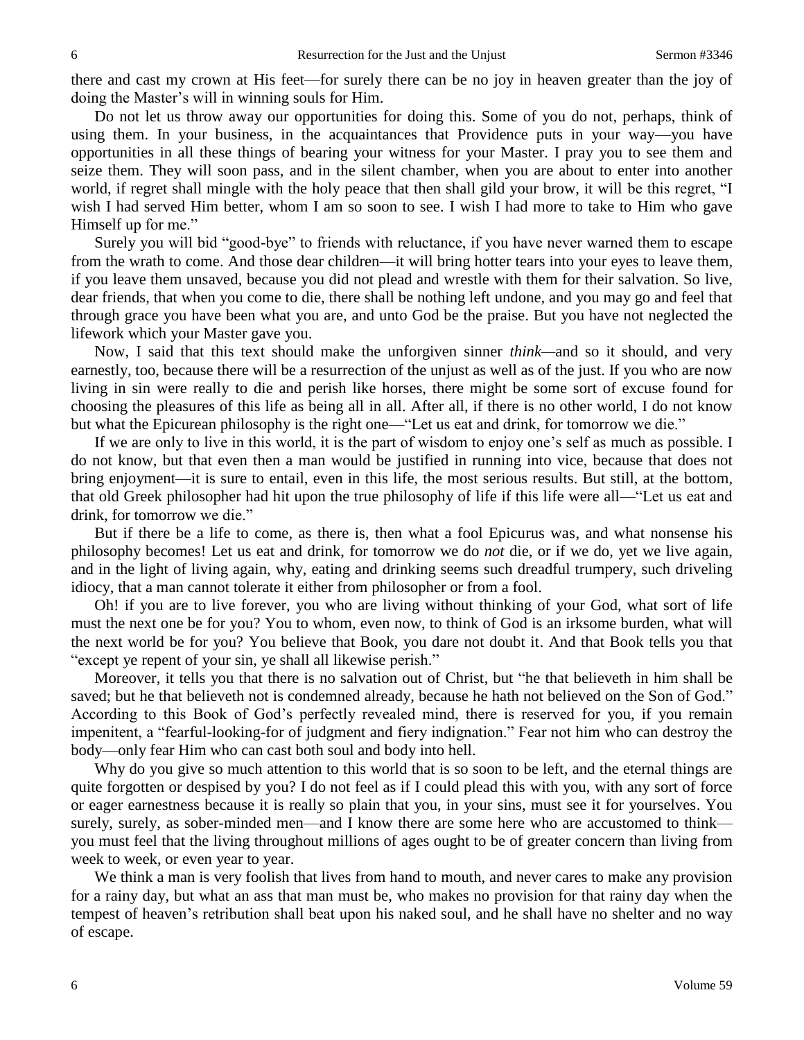there and cast my crown at His feet—for surely there can be no joy in heaven greater than the joy of doing the Master's will in winning souls for Him.

Do not let us throw away our opportunities for doing this. Some of you do not, perhaps, think of using them. In your business, in the acquaintances that Providence puts in your way—you have opportunities in all these things of bearing your witness for your Master. I pray you to see them and seize them. They will soon pass, and in the silent chamber, when you are about to enter into another world, if regret shall mingle with the holy peace that then shall gild your brow, it will be this regret, "I wish I had served Him better, whom I am so soon to see. I wish I had more to take to Him who gave Himself up for me."

Surely you will bid "good-bye" to friends with reluctance, if you have never warned them to escape from the wrath to come. And those dear children—it will bring hotter tears into your eyes to leave them, if you leave them unsaved, because you did not plead and wrestle with them for their salvation. So live, dear friends, that when you come to die, there shall be nothing left undone, and you may go and feel that through grace you have been what you are, and unto God be the praise. But you have not neglected the lifework which your Master gave you.

Now, I said that this text should make the unforgiven sinner *think*—and so it should, and very earnestly, too, because there will be a resurrection of the unjust as well as of the just. If you who are now living in sin were really to die and perish like horses, there might be some sort of excuse found for choosing the pleasures of this life as being all in all. After all, if there is no other world, I do not know but what the Epicurean philosophy is the right one—"Let us eat and drink, for tomorrow we die."

If we are only to live in this world, it is the part of wisdom to enjoy one's self as much as possible. I do not know, but that even then a man would be justified in running into vice, because that does not bring enjoyment—it is sure to entail, even in this life, the most serious results. But still, at the bottom, that old Greek philosopher had hit upon the true philosophy of life if this life were all—"Let us eat and drink, for tomorrow we die."

But if there be a life to come, as there is, then what a fool Epicurus was, and what nonsense his philosophy becomes! Let us eat and drink, for tomorrow we do *not* die, or if we do, yet we live again, and in the light of living again, why, eating and drinking seems such dreadful trumpery, such driveling idiocy, that a man cannot tolerate it either from philosopher or from a fool.

Oh! if you are to live forever, you who are living without thinking of your God, what sort of life must the next one be for you? You to whom, even now, to think of God is an irksome burden, what will the next world be for you? You believe that Book, you dare not doubt it. And that Book tells you that "except ye repent of your sin, ye shall all likewise perish."

Moreover, it tells you that there is no salvation out of Christ, but "he that believeth in him shall be saved; but he that believeth not is condemned already, because he hath not believed on the Son of God." According to this Book of God's perfectly revealed mind, there is reserved for you, if you remain impenitent, a "fearful-looking-for of judgment and fiery indignation." Fear not him who can destroy the body—only fear Him who can cast both soul and body into hell.

Why do you give so much attention to this world that is so soon to be left, and the eternal things are quite forgotten or despised by you? I do not feel as if I could plead this with you, with any sort of force or eager earnestness because it is really so plain that you, in your sins, must see it for yourselves. You surely, surely, as sober-minded men—and I know there are some here who are accustomed to think—you must feel that the living throughout millions of ages ought to be of greater concern than living from week to week, or even year to year.

We think a man is very foolish that lives from hand to mouth, and never cares to make any provision for a rainy day, but what an ass that man must be, who makes no provision for that rainy day when the tempest of heaven's retribution shall beat upon his naked soul, and he shall have no shelter and no way of escape.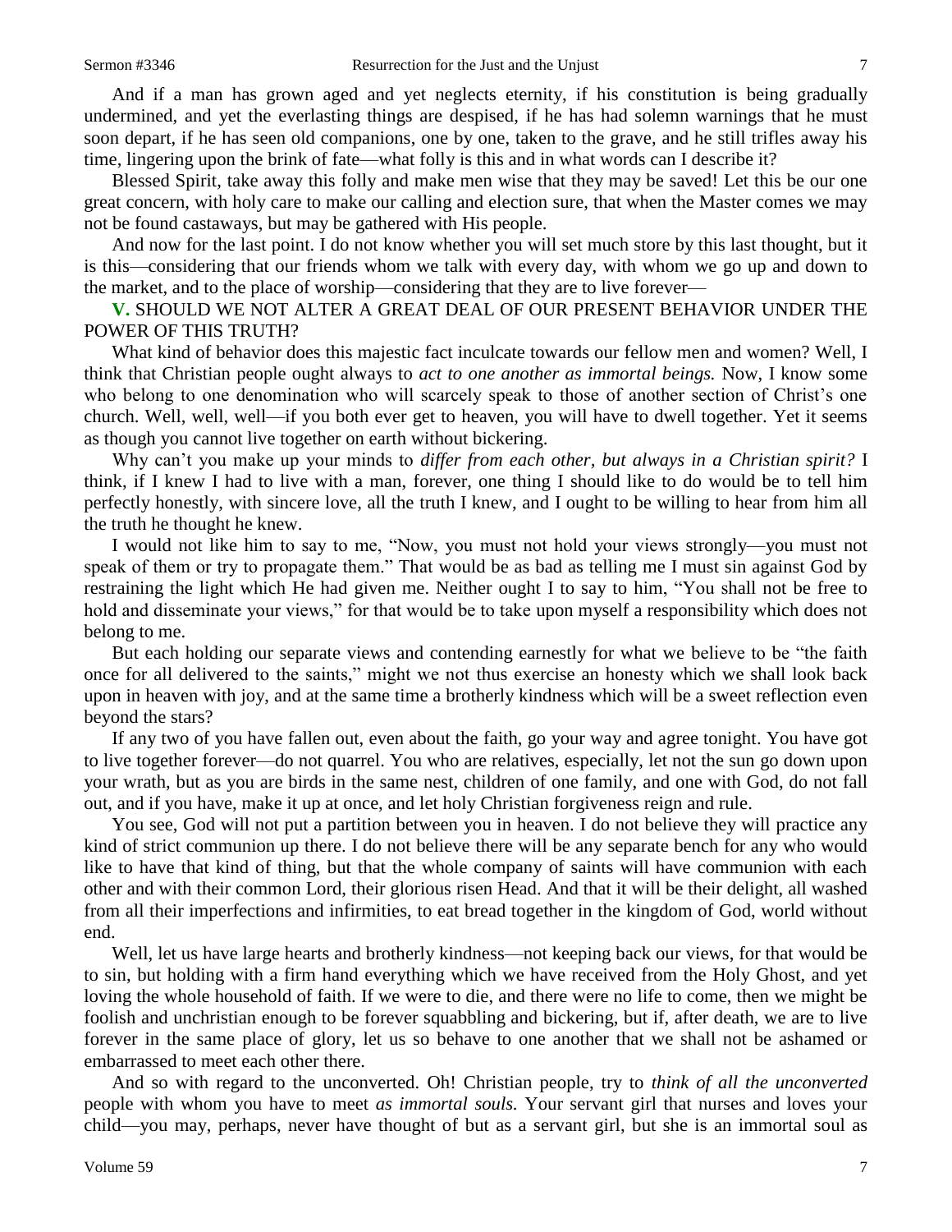And if a man has grown aged and yet neglects eternity, if his constitution is being gradually undermined, and yet the everlasting things are despised, if he has had solemn warnings that he must soon depart, if he has seen old companions, one by one, taken to the grave, and he still trifles away his time, lingering upon the brink of fate—what folly is this and in what words can I describe it?

Blessed Spirit, take away this folly and make men wise that they may be saved! Let this be our one great concern, with holy care to make our calling and election sure, that when the Master comes we may not be found castaways, but may be gathered with His people.

And now for the last point. I do not know whether you will set much store by this last thought, but it is this—considering that our friends whom we talk with every day, with whom we go up and down to the market, and to the place of worship—considering that they are to live forever—

**V.** SHOULD WE NOT ALTER A GREAT DEAL OF OUR PRESENT BEHAVIOR UNDER THE POWER OF THIS TRUTH?

What kind of behavior does this majestic fact inculcate towards our fellow men and women? Well, I think that Christian people ought always to *act to one another as immortal beings.* Now, I know some who belong to one denomination who will scarcely speak to those of another section of Christ's one church. Well, well, well—if you both ever get to heaven, you will have to dwell together. Yet it seems as though you cannot live together on earth without bickering.

Why can't you make up your minds to *differ from each other, but always in a Christian spirit?* I think, if I knew I had to live with a man, forever, one thing I should like to do would be to tell him perfectly honestly, with sincere love, all the truth I knew, and I ought to be willing to hear from him all the truth he thought he knew.

I would not like him to say to me, "Now, you must not hold your views strongly—you must not speak of them or try to propagate them." That would be as bad as telling me I must sin against God by restraining the light which He had given me. Neither ought I to say to him, "You shall not be free to hold and disseminate your views," for that would be to take upon myself a responsibility which does not belong to me.

But each holding our separate views and contending earnestly for what we believe to be "the faith once for all delivered to the saints," might we not thus exercise an honesty which we shall look back upon in heaven with joy, and at the same time a brotherly kindness which will be a sweet reflection even beyond the stars?

If any two of you have fallen out, even about the faith, go your way and agree tonight. You have got to live together forever—do not quarrel. You who are relatives, especially, let not the sun go down upon your wrath, but as you are birds in the same nest, children of one family, and one with God, do not fall out, and if you have, make it up at once, and let holy Christian forgiveness reign and rule.

You see, God will not put a partition between you in heaven. I do not believe they will practice any kind of strict communion up there. I do not believe there will be any separate bench for any who would like to have that kind of thing, but that the whole company of saints will have communion with each other and with their common Lord, their glorious risen Head. And that it will be their delight, all washed from all their imperfections and infirmities, to eat bread together in the kingdom of God, world without end.

Well, let us have large hearts and brotherly kindness—not keeping back our views, for that would be to sin, but holding with a firm hand everything which we have received from the Holy Ghost, and yet loving the whole household of faith. If we were to die, and there were no life to come, then we might be foolish and unchristian enough to be forever squabbling and bickering, but if, after death, we are to live forever in the same place of glory, let us so behave to one another that we shall not be ashamed or embarrassed to meet each other there.

And so with regard to the unconverted. Oh! Christian people, try to *think of all the unconverted* people with whom you have to meet *as immortal souls.* Your servant girl that nurses and loves your child—you may, perhaps, never have thought of but as a servant girl, but she is an immortal soul as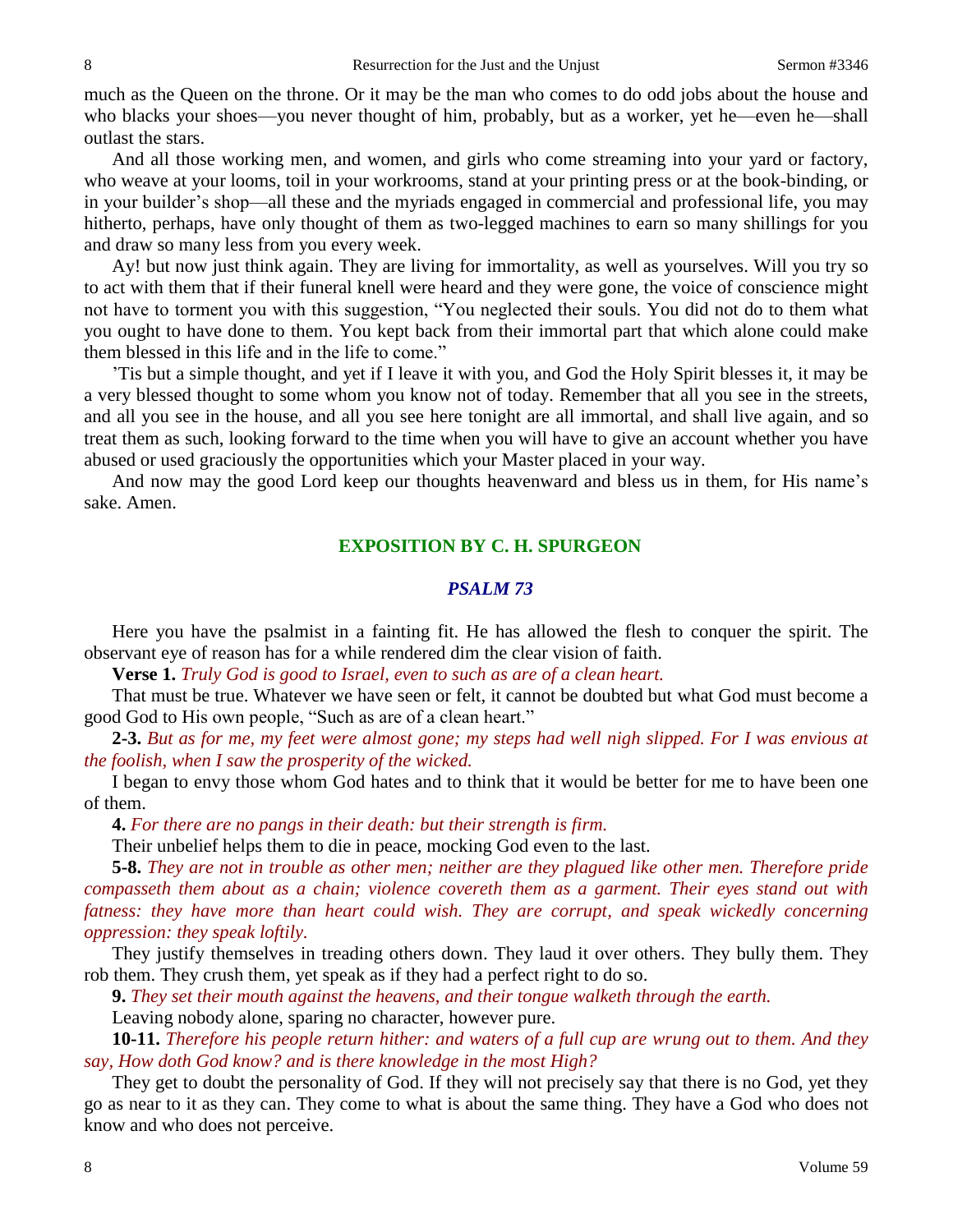much as the Queen on the throne. Or it may be the man who comes to do odd jobs about the house and who blacks your shoes—you never thought of him, probably, but as a worker, yet he—even he—shall outlast the stars.

And all those working men, and women, and girls who come streaming into your yard or factory, who weave at your looms, toil in your workrooms, stand at your printing press or at the book-binding, or in your builder's shop—all these and the myriads engaged in commercial and professional life, you may hitherto, perhaps, have only thought of them as two-legged machines to earn so many shillings for you and draw so many less from you every week.

Ay! but now just think again. They are living for immortality, as well as yourselves. Will you try so to act with them that if their funeral knell were heard and they were gone, the voice of conscience might not have to torment you with this suggestion, "You neglected their souls. You did not do to them what you ought to have done to them. You kept back from their immortal part that which alone could make them blessed in this life and in the life to come."

'Tis but a simple thought, and yet if I leave it with you, and God the Holy Spirit blesses it, it may be a very blessed thought to some whom you know not of today. Remember that all you see in the streets, and all you see in the house, and all you see here tonight are all immortal, and shall live again, and so treat them as such, looking forward to the time when you will have to give an account whether you have abused or used graciously the opportunities which your Master placed in your way.

And now may the good Lord keep our thoughts heavenward and bless us in them, for His name's sake. Amen.

## EXPOSITION BY C. H. SPURGEON

### *PSALM 73*

Here you have the psalmist in a fainting fit. He has allowed the flesh to conquer the spirit. The observant eye of reason has for a while rendered dim the clear vision of faith.

**Verse 1.** *Truly God is good to Israel, even to such as are of a clean heart.*

That must be true. Whatever we have seen or felt, it cannot be doubted but what God must become a good God to His own people, "Such as are of a clean heart."

**2-3.** *But as for me, my feet were almost gone; my steps had well nigh slipped. For I was envious at the foolish, when I saw the prosperity of the wicked.*

I began to envy those whom God hates and to think that it would be better for me to have been one of them.

**4.** *For there are no pangs in their death: but their strength is firm.*

Their unbelief helps them to die in peace, mocking God even to the last.

**5-8.** *They are not in trouble as other men; neither are they plagued like other men. Therefore pride compasseth them about as a chain; violence covereth them as a garment. Their eyes stand out with fatness: they have more than heart could wish. They are corrupt, and speak wickedly concerning oppression: they speak loftily.*

They justify themselves in treading others down. They laud it over others. They bully them. They rob them. They crush them, yet speak as if they had a perfect right to do so.

**9.** *They set their mouth against the heavens, and their tongue walketh through the earth.*

Leaving nobody alone, sparing no character, however pure.

**10-11.** *Therefore his people return hither: and waters of a full cup are wrung out to them. And they say, How doth God know? and is there knowledge in the most High?*

They get to doubt the personality of God. If they will not precisely say that there is no God, yet they go as near to it as they can. They come to what is about the same thing. They have a God who does not know and who does not perceive.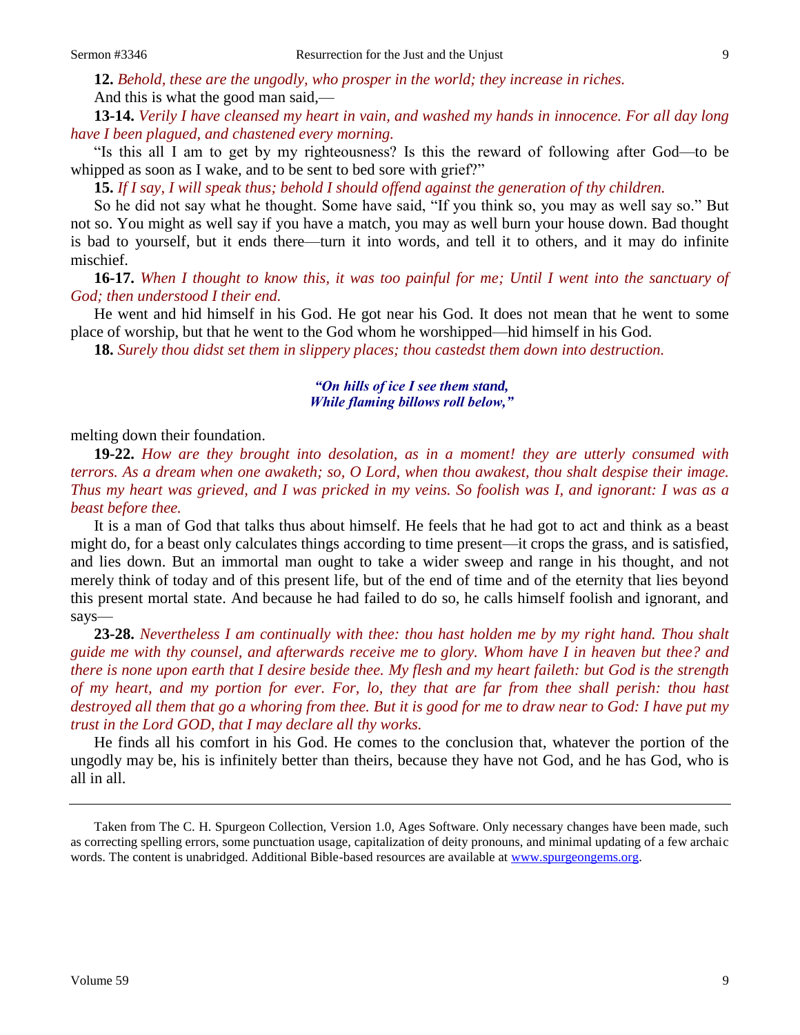**12.** *Behold, these are the ungodly, who prosper in the world; they increase in riches.*

And this is what the good man said,—

**13-14.** *Verily I have cleansed my heart in vain, and washed my hands in innocence. For all day long have I been plagued, and chastened every morning.*

"Is this all I am to get by my righteousness? Is this the reward of following after God—to be whipped as soon as I wake, and to be sent to bed sore with grief?"

**15.** *If I say, I will speak thus; behold I should offend against the generation of thy children.*

So he did not say what he thought. Some have said, "If you think so, you may as well say so." But not so. You might as well say if you have a match, you may as well burn your house down. Bad thought is bad to yourself, but it ends there—turn it into words, and tell it to others, and it may do infinite mischief.

**16-17.** *When I thought to know this, it was too painful for me; Until I went into the sanctuary of God; then understood I their end.*

He went and hid himself in his God. He got near his God. It does not mean that he went to some place of worship, but that he went to the God whom he worshipped—hid himself in his God.

**18.** *Surely thou didst set them in slippery places; thou castedst them down into destruction.*

> ***"On hills of ice I see them stand,***
> ***While flaming billows roll below,"***

melting down their foundation.

**19-22.** *How are they brought into desolation, as in a moment! they are utterly consumed with terrors. As a dream when one awaketh; so, O Lord, when thou awakest, thou shalt despise their image. Thus my heart was grieved, and I was pricked in my veins. So foolish was I, and ignorant: I was as a beast before thee.*

It is a man of God that talks thus about himself. He feels that he had got to act and think as a beast might do, for a beast only calculates things according to time present—it crops the grass, and is satisfied, and lies down. But an immortal man ought to take a wider sweep and range in his thought, and not merely think of today and of this present life, but of the end of time and of the eternity that lies beyond this present mortal state. And because he had failed to do so, he calls himself foolish and ignorant, and says—

**23-28.** *Nevertheless I am continually with thee: thou hast holden me by my right hand. Thou shalt guide me with thy counsel, and afterwards receive me to glory. Whom have I in heaven but thee? and there is none upon earth that I desire beside thee. My flesh and my heart faileth: but God is the strength of my heart, and my portion for ever. For, lo, they that are far from thee shall perish: thou hast destroyed all them that go a whoring from thee. But it is good for me to draw near to God: I have put my trust in the Lord GOD, that I may declare all thy works.*

He finds all his comfort in his God. He comes to the conclusion that, whatever the portion of the ungodly may be, his is infinitely better than theirs, because they have not God, and he has God, who is all in all.

---

Taken from The C. H. Spurgeon Collection, Version 1.0, Ages Software. Only necessary changes have been made, such as correcting spelling errors, some punctuation usage, capitalization of deity pronouns, and minimal updating of a few archaic words. The content is unabridged. Additional Bible-based resources are available at www.spurgeongems.org.